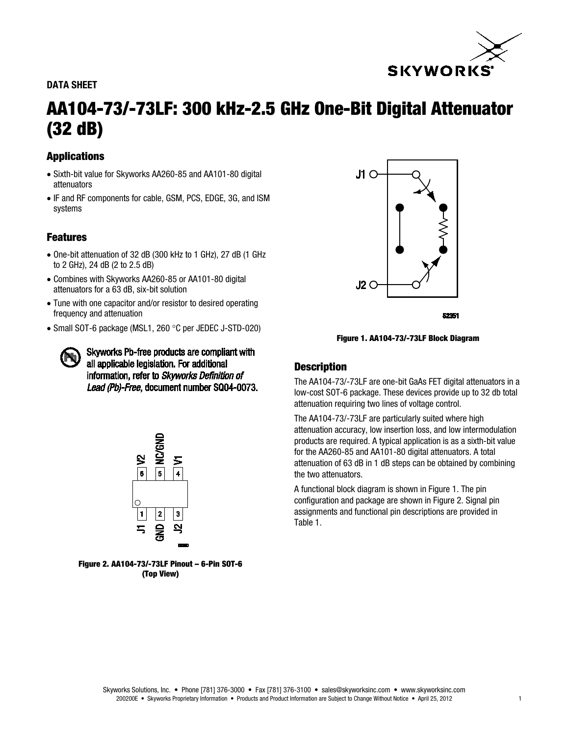DATA SHEET

# AA104-73/-73LF: 300 kHz-2.5 GHz One-Bit Digital Attenuator (32 dB)

## Applications

- Sixth-bit value for Skyworks AA260-85 and AA101-80 digital attenuators
- IF and RF components for cable, GSM, PCS, EDGE, 3G, and ISM systems

## Features

- One-bit attenuation of 32 dB (300 kHz to 1 GHz), 27 dB (1 GHz to 2 GHz), 24 dB (2 to 2.5 dB)
- Combines with Skyworks AA260-85 or AA101-80 digital attenuators for a 63 dB, six-bit solution
- Tune with one capacitor and/or resistor to desired operating frequency and attenuation
- Small SOT-6 package (MSL1, 260 °C per JEDEC J-STD-020)

Skyworks Pb-free products are compliant with all applicable legislation. For additional information, refer to *Skyworks Definition of Lead (Pb)-Free*, document number SQ04-0073.

Figure 2. AA104-73/-73LF Pinout – 6-Pin SOT-6 (Top View)

Figure 1. AA104-73/-73LF Block Diagram

## Description

The AA104-73/-73LF are one-bit GaAs FET digital attenuators in a low-cost SOT-6 package. These devices provide up to 32 db total attenuation requiring two lines of voltage control.

The AA104-73/-73LF are particularly suited where high attenuation accuracy, low insertion loss, and low intermodulation products are required. A typical application is as a sixth-bit value for the AA260-85 and AA101-80 digital attenuators. A total attenuation of 63 dB in 1 dB steps can be obtained by combining the two attenuators.

A functional block diagram is shown in Figure 1. The pin configuration and package are shown in Figure 2. Signal pin assignments and functional pin descriptions are provided in Table 1.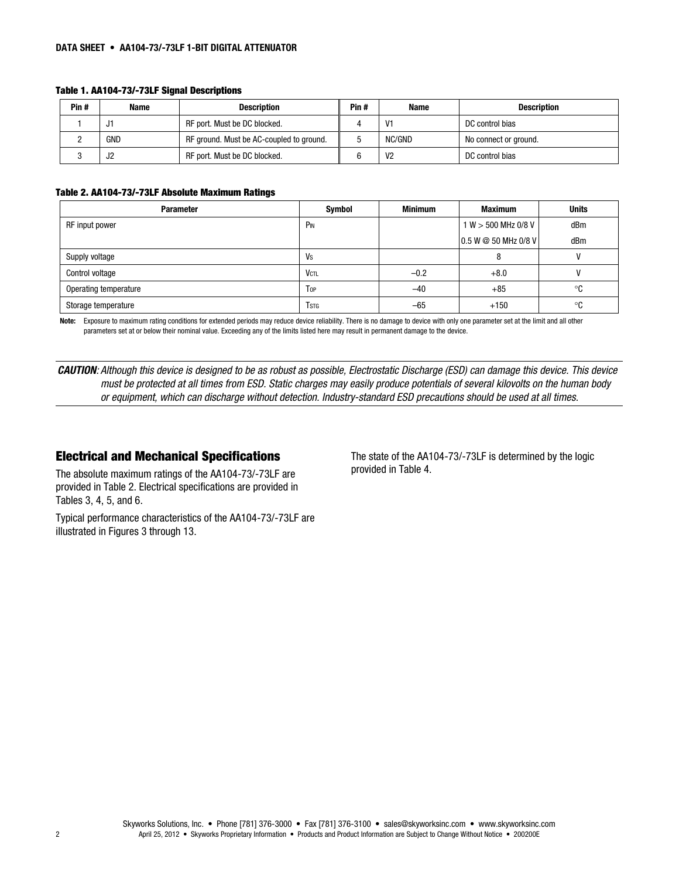**Table 1. AA104-73/-73LF Signal Descriptions**

| Pin # | Name | Description | Pin # | Name | Description |
|---|---|---|---|---|---|
| 1 | J1 | RF port. Must be DC blocked. | 4 | V1 | DC control bias |
| 2 | GND | RF ground. Must be AC-coupled to ground. | 5 | NC/GND | No connect or ground. |
| 3 | J2 | RF port. Must be DC blocked. | 6 | V2 | DC control bias |

**Table 2. AA104-73/-73LF Absolute Maximum Ratings**

| Parameter | Symbol | Minimum | Maximum | Units |
|---|---|---|---|---|
| RF input power | $P_{IN}$ | | 1 W > 500 MHz 0/8 V | dBm |
| | | | 0.5 W @ 50 MHz 0/8 V | dBm |
| Supply voltage | $V_S$ | | 8 | V |
| Control voltage | $V_{CTL}$ | –0.2 | +8.0 | V |
| Operating temperature | $T_{OP}$ | –40 | +85 | °C |
| Storage temperature | $T_{STG}$ | –65 | +150 | °C |

**Note:** Exposure to maximum rating conditions for extended periods may reduce device reliability. There is no damage to device with only one parameter set at the limit and all other parameters set at or below their nominal value. Exceeding any of the limits listed here may result in permanent damage to the device.

***CAUTION**: Although this device is designed to be as robust as possible, Electrostatic Discharge (ESD) can damage this device. This device must be protected at all times from ESD. Static charges may easily produce potentials of several kilovolts on the human body or equipment, which can discharge without detection. Industry-standard ESD precautions should be used at all times.*

## Electrical and Mechanical Specifications

The absolute maximum ratings of the AA104-73/-73LF are provided in Table 2. Electrical specifications are provided in Tables 3, 4, 5, and 6.

Typical performance characteristics of the AA104-73/-73LF are illustrated in Figures 3 through 13.

The state of the AA104-73/-73LF is determined by the logic provided in Table 4.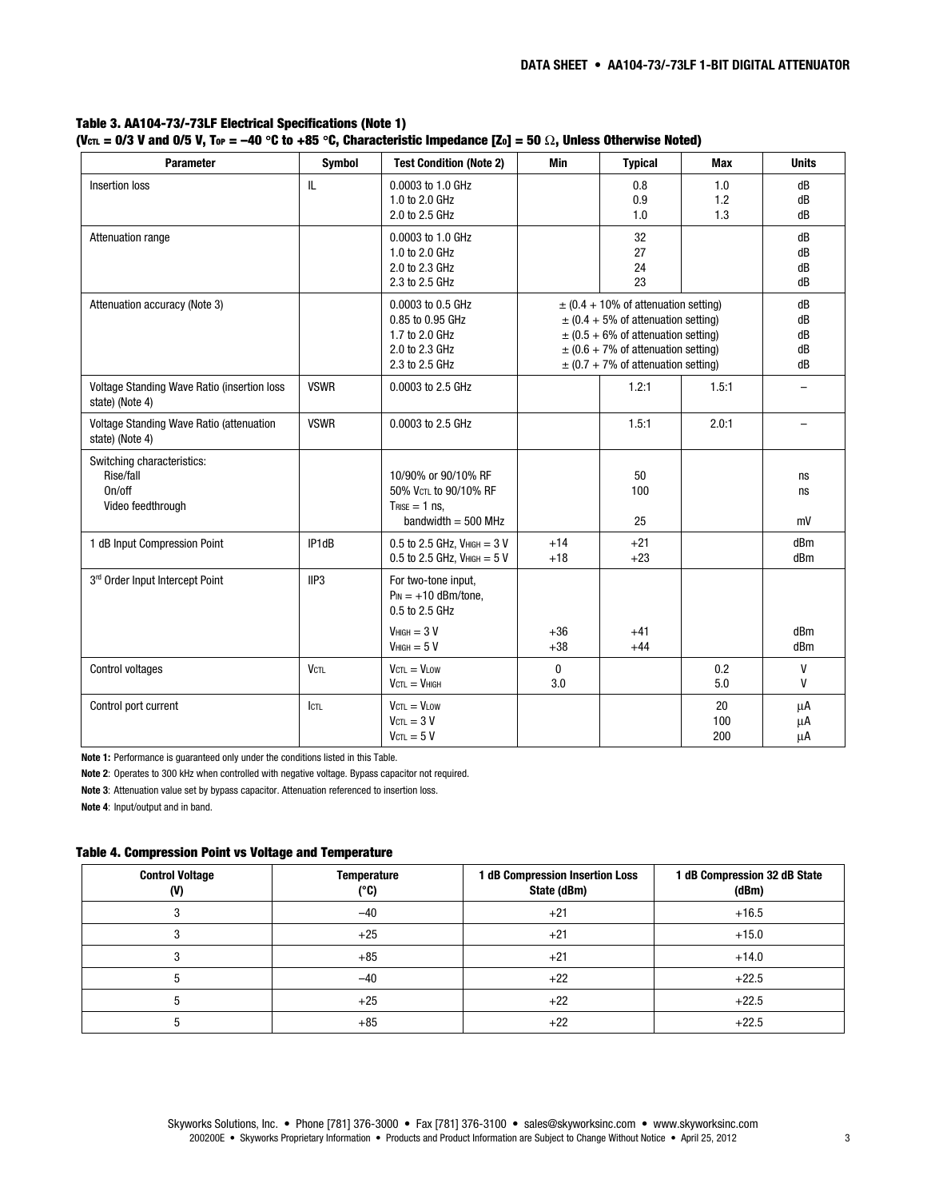### Table 3. AA104-73/-73LF Electrical Specifications (Note 1)
#### ($V_{CTL}$ = 0/3 V and 0/5 V, $T_{OP}$ = –40 °C to +85 °C, Characteristic Impedance [$Z_0$] = 50 Ω, Unless Otherwise Noted)

| Parameter | Symbol | Test Condition (Note 2) | Min | Typical | Max | Units |
|---|---|---|---|---|---|---|
| Insertion loss | IL | 0.0003 to 1.0 GHz<br>1.0 to 2.0 GHz<br>2.0 to 2.5 GHz | | 0.8<br>0.9<br>1.0 | 1.0<br>1.2<br>1.3 | dB<br>dB<br>dB |
| Attenuation range | | 0.0003 to 1.0 GHz<br>1.0 to 2.0 GHz<br>2.0 to 2.3 GHz<br>2.3 to 2.5 GHz | | 32<br>27<br>24<br>23 | | dB<br>dB<br>dB<br>dB |
| Attenuation accuracy (Note 3) | | 0.0003 to 0.5 GHz<br>0.85 to 0.95 GHz<br>1.7 to 2.0 GHz<br>2.0 to 2.3 GHz<br>2.3 to 2.5 GHz | ± (0.4 + 10% of attenuation setting)<br>± (0.4 + 5% of attenuation setting)<br>± (0.5 + 6% of attenuation setting)<br>± (0.6 + 7% of attenuation setting)<br>± (0.7 + 7% of attenuation setting) | | | dB<br>dB<br>dB<br>dB<br>dB |
| Voltage Standing Wave Ratio (insertion loss state) (Note 4) | VSWR | 0.0003 to 2.5 GHz | | 1.2:1 | 1.5:1 | – |
| Voltage Standing Wave Ratio (attenuation state) (Note 4) | VSWR | 0.0003 to 2.5 GHz | | 1.5:1 | 2.0:1 | – |
| Switching characteristics:<br>Rise/fall<br>On/off<br>Video feedthrough | | 10/90% or 90/10% RF<br>50% $V_{CTL}$ to 90/10% RF<br>$T_{RISE}$ = 1 ns,<br>bandwidth = 500 MHz | | 50<br>100<br>25 | | ns<br>ns<br>mV |
| 1 dB Input Compression Point | IP1dB | 0.5 to 2.5 GHz, $V_{HIGH}$ = 3 V<br>0.5 to 2.5 GHz, $V_{HIGH}$ = 5 V | +14<br>+18 | +21<br>+23 | | dBm<br>dBm |
| 3rd Order Input Intercept Point | IIP3 | For two-tone input,<br>$P_{IN}$ = +10 dBm/tone,<br>0.5 to 2.5 GHz<br>$V_{HIGH}$ = 3 V<br>$V_{HIGH}$ = 5 V | +36<br>+38 | +41<br>+44 | | dBm<br>dBm |
| Control voltages | $V_{CTL}$ | $V_{CTL}$ = $V_{LOW}$<br>$V_{CTL}$ = $V_{HIGH}$ | 0<br>3.0 | | 0.2<br>5.0 | V<br>V |
| Control port current | $I_{CTL}$ | $V_{CTL}$ = $V_{LOW}$<br>$V_{CTL}$ = 3 V<br>$V_{CTL}$ = 5 V | | | 20<br>100<br>200 | μA<br>μA<br>μA |

**Note 1:** Performance is guaranteed only under the conditions listed in this Table.

**Note 2**: Operates to 300 kHz when controlled with negative voltage. Bypass capacitor not required.

**Note 3**: Attenuation value set by bypass capacitor. Attenuation referenced to insertion loss.

**Note 4**: Input/output and in band.

### Table 4. Compression Point vs Voltage and Temperature

| Control Voltage (V) | Temperature (°C) | 1 dB Compression Insertion Loss State (dBm) | 1 dB Compression 32 dB State (dBm) |
|---|---|---|---|
| 3 | –40 | +21 | +16.5 |
| 3 | +25 | +21 | +15.0 |
| 3 | +85 | +21 | +14.0 |
| 5 | –40 | +22 | +22.5 |
| 5 | +25 | +22 | +22.5 |
| 5 | +85 | +22 | +22.5 |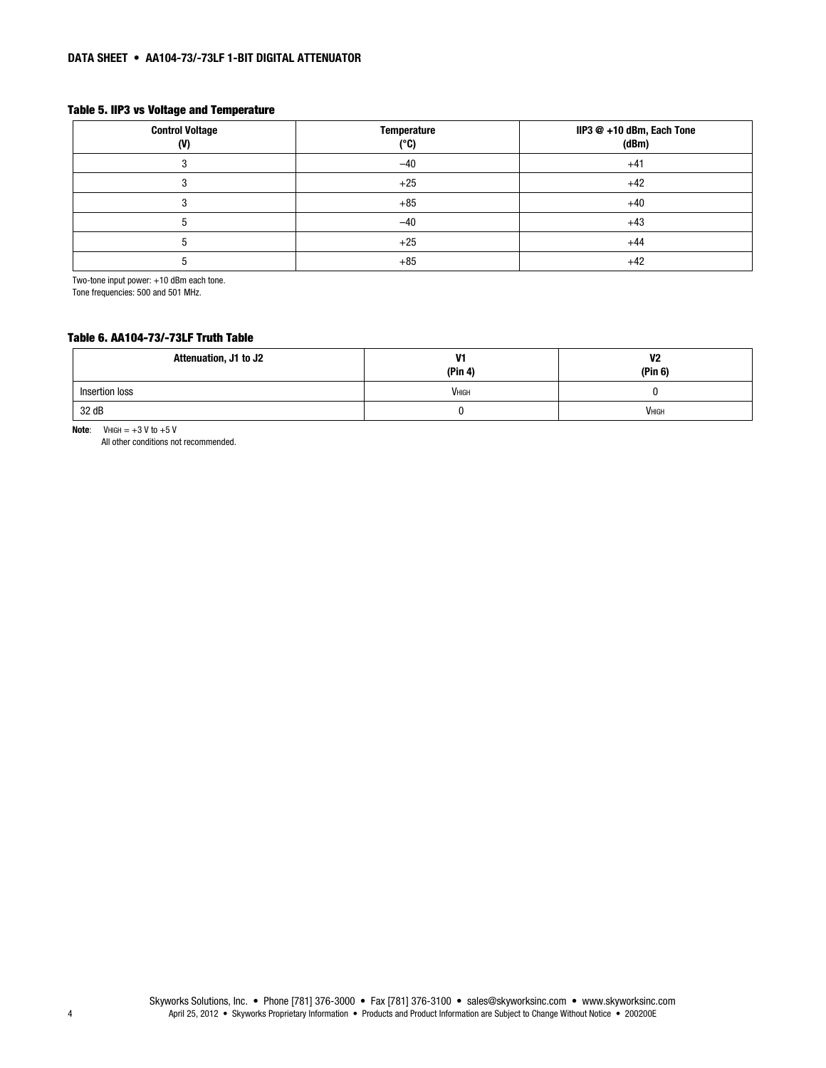**Table 5. IIP3 vs Voltage and Temperature**

| Control Voltage (V) | Temperature (°C) | IIP3 @ +10 dBm, Each Tone (dBm) |
|---|---|---|
| 3 | –40 | +41 |
| 3 | +25 | +42 |
| 3 | +85 | +40 |
| 5 | –40 | +43 |
| 5 | +25 | +44 |
| 5 | +85 | +42 |

Two-tone input power: +10 dBm each tone.
Tone frequencies: 500 and 501 MHz.

**Table 6. AA104-73/-73LF Truth Table**

| Attenuation, J1 to J2 | V1 (Pin 4) | V2 (Pin 6) |
|---|---|---|
| Insertion loss | $V_{HIGH}$ | 0 |
| 32 dB | 0 | $V_{HIGH}$ |

**Note**: $V_{HIGH}$ = +3 V to +5 V
All other conditions not recommended.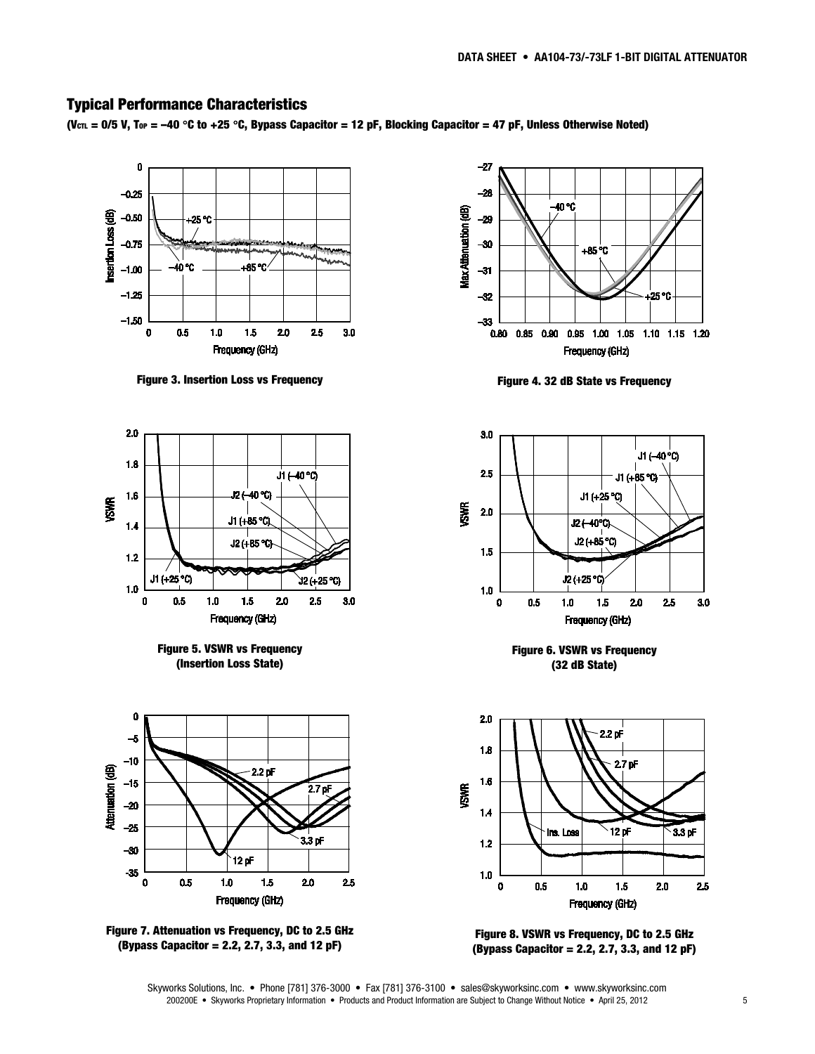## Typical Performance Characteristics

**($V_{CTL}$ = 0/5 V, $T_{OP}$ = −40 °C to +25 °C, Bypass Capacitor = 12 pF, Blocking Capacitor = 47 pF, Unless Otherwise Noted)**

**Figure 3. Insertion Loss vs Frequency**

**Figure 4. 32 dB State vs Frequency**

**Figure 5. VSWR vs Frequency (Insertion Loss State)**

**Figure 6. VSWR vs Frequency (32 dB State)**

**Figure 7. Attenuation vs Frequency, DC to 2.5 GHz (Bypass Capacitor = 2.2, 2.7, 3.3, and 12 pF)**

**Figure 8. VSWR vs Frequency, DC to 2.5 GHz (Bypass Capacitor = 2.2, 2.7, 3.3, and 12 pF)**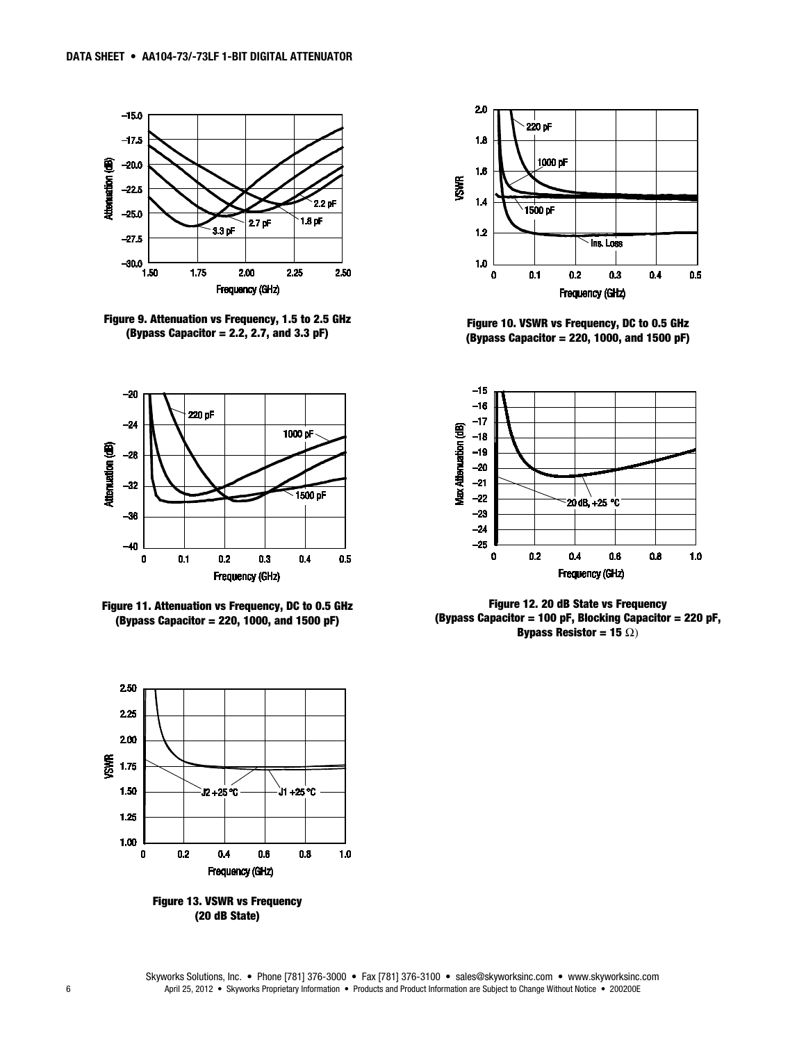Figure 9. Attenuation vs Frequency, 1.5 to 2.5 GHz (Bypass Capacitor = 2.2, 2.7, and 3.3 pF)

Figure 10. VSWR vs Frequency, DC to 0.5 GHz (Bypass Capacitor = 220, 1000, and 1500 pF)

Figure 11. Attenuation vs Frequency, DC to 0.5 GHz (Bypass Capacitor = 220, 1000, and 1500 pF)

Figure 12. 20 dB State vs Frequency (Bypass Capacitor = 100 pF, Blocking Capacitor = 220 pF, Bypass Resistor = 15 Ω)

Figure 13. VSWR vs Frequency (20 dB State)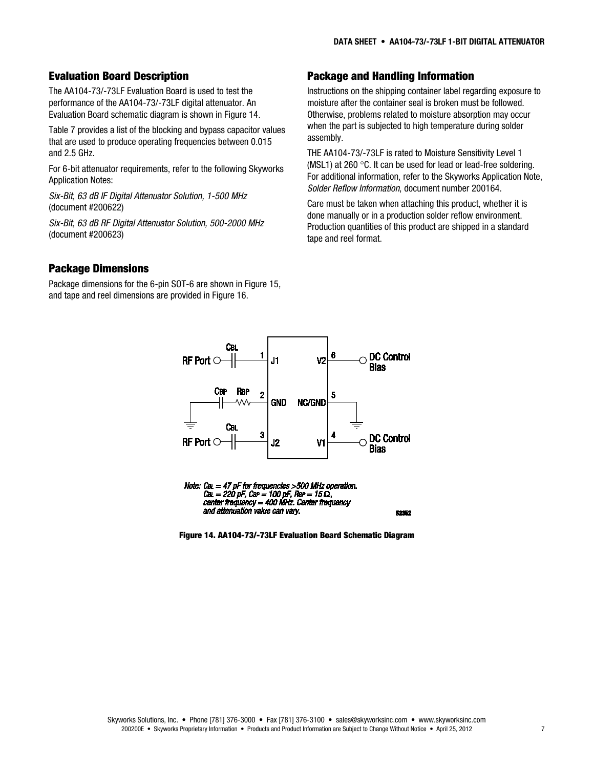## Evaluation Board Description

The AA104-73/-73LF Evaluation Board is used to test the performance of the AA104-73/-73LF digital attenuator. An Evaluation Board schematic diagram is shown in Figure 14.

Table 7 provides a list of the blocking and bypass capacitor values that are used to produce operating frequencies between 0.015 and 2.5 GHz.

For 6-bit attenuator requirements, refer to the following Skyworks Application Notes:

*Six-Bit, 63 dB IF Digital Attenuator Solution, 1-500 MHz* (document #200622)

*Six-Bit, 63 dB RF Digital Attenuator Solution, 500-2000 MHz* (document #200623)

## Package Dimensions

Package dimensions for the 6-pin SOT-6 are shown in Figure 15, and tape and reel dimensions are provided in Figure 16.

## Package and Handling Information

Instructions on the shipping container label regarding exposure to moisture after the container seal is broken must be followed. Otherwise, problems related to moisture absorption may occur when the part is subjected to high temperature during solder assembly.

THE AA104-73/-73LF is rated to Moisture Sensitivity Level 1 (MSL1) at 260 °C. It can be used for lead or lead-free soldering. For additional information, refer to the Skyworks Application Note, *Solder Reflow Information*, document number 200164.

Care must be taken when attaching this product, whether it is done manually or in a production solder reflow environment. Production quantities of this product are shipped in a standard tape and reel format.

*Note: $C_{BL}$ = 47 pF for frequencies >500 MHz operation. $C_{BL}$ = 220 pF, $C_{BP}$ = 100 pF, $R_{BP}$ = 15 Ω, center frequency = 400 MHz. Center frequency and attenuation value can vary.*

**Figure 14. AA104-73/-73LF Evaluation Board Schematic Diagram**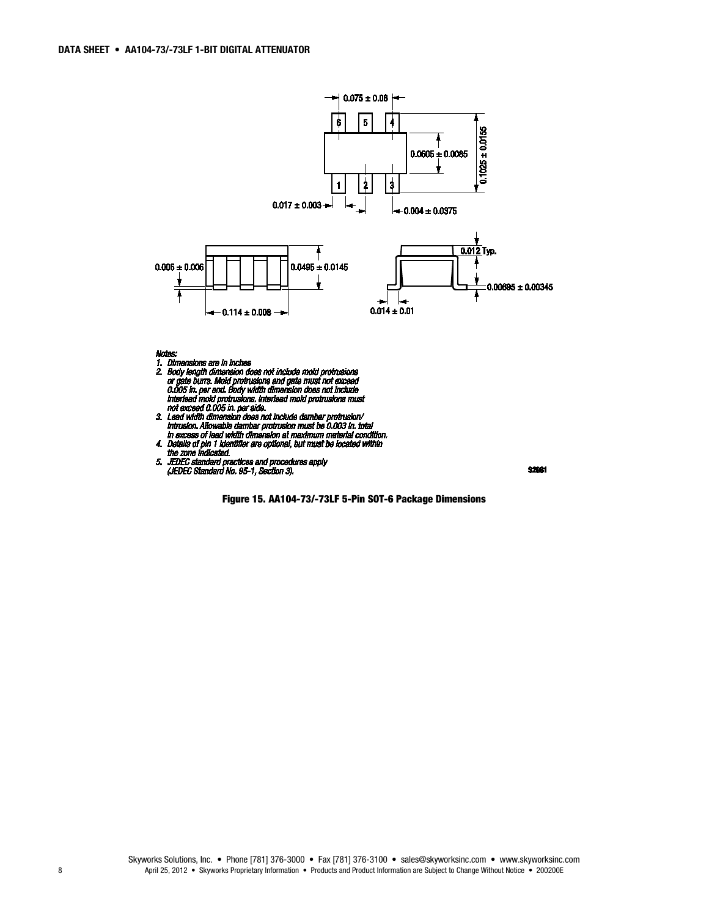Notes:

1. Dimensions are in inches
2. Body length dimension does not include mold protrusions or gate burrs. Mold protrusions and gate must not exceed 0.005 in. per end. Body width dimension does not include interlead mold protrusions. Interlead mold protrusions must not exceed 0.005 in. per side.
3. Lead width dimension does not include dambar protrusion/intrusion. Allowable dambar protrusion must be 0.003 in. total in excess of lead width dimension at maximum material condition.
4. Details of pin 1 identifier are optional, but must be located within the zone indicated.
5. JEDEC standard practices and procedures apply (JEDEC Standard No. 95-1, Section 3).

**Figure 15. AA104-73/-73LF 5-Pin SOT-6 Package Dimensions**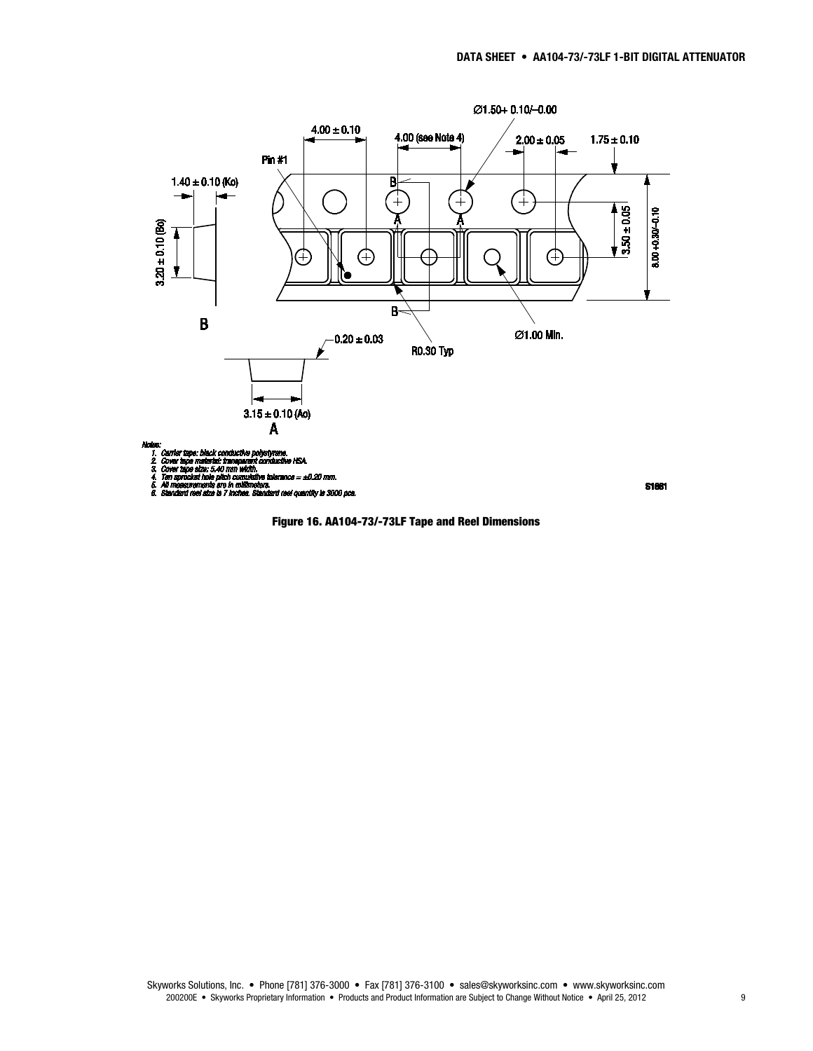Notes:

1. Carrier tape: black conductive polystyrene.
2. Cover tape material: transparent conductive HSA.
3. Cover tape size: 5.40 mm width.
4. Ten sprocket hole pitch cumulative tolerance = ±0.20 mm.
5. All measurements are in millimeters.
6. Standard reel size is 7 inches. Standard reel quantity is 3000 pcs.

S1661

**Figure 16. AA104-73/-73LF Tape and Reel Dimensions**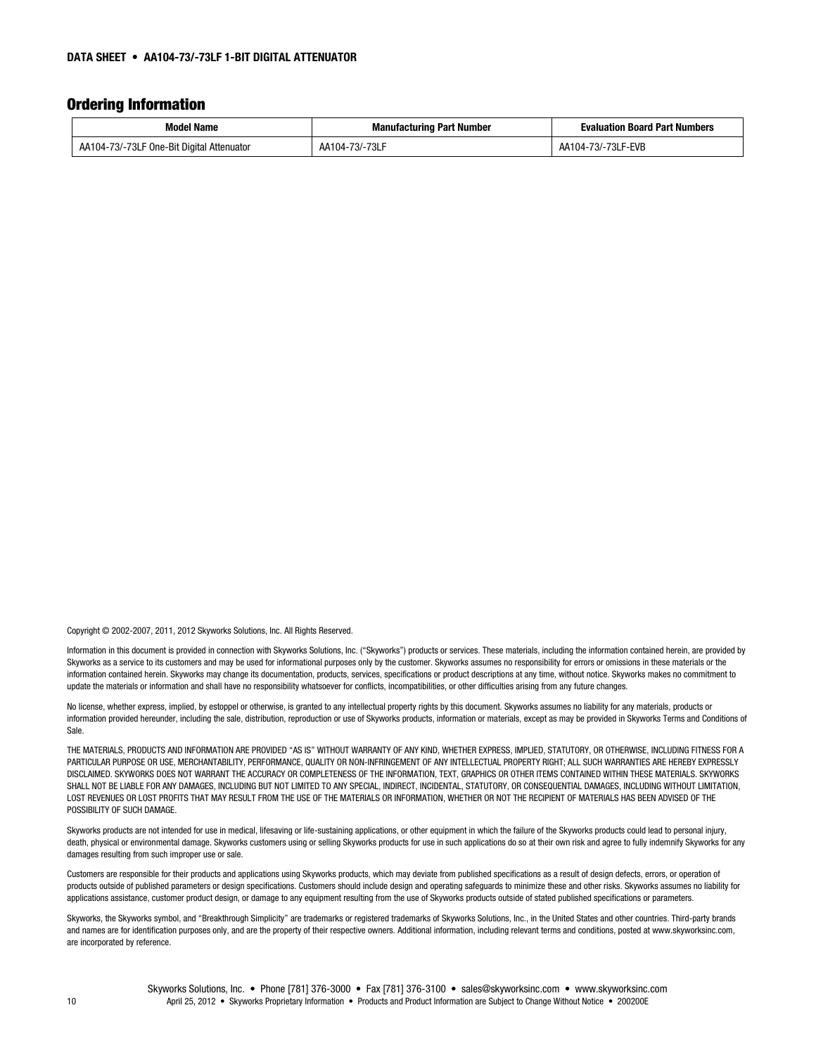## Ordering Information

| Model Name | Manufacturing Part Number | Evaluation Board Part Numbers |
|---|---|---|
| AA104-73/-73LF One-Bit Digital Attenuator | AA104-73/-73LF | AA104-73/-73LF-EVB |

Copyright © 2002-2007, 2011, 2012 Skyworks Solutions, Inc. All Rights Reserved.

Information in this document is provided in connection with Skyworks Solutions, Inc. ("Skyworks") products or services. These materials, including the information contained herein, are provided by Skyworks as a service to its customers and may be used for informational purposes only by the customer. Skyworks assumes no responsibility for errors or omissions in these materials or the information contained herein. Skyworks may change its documentation, products, services, specifications or product descriptions at any time, without notice. Skyworks makes no commitment to update the materials or information and shall have no responsibility whatsoever for conflicts, incompatibilities, or other difficulties arising from any future changes.

No license, whether express, implied, by estoppel or otherwise, is granted to any intellectual property rights by this document. Skyworks assumes no liability for any materials, products or information provided hereunder, including the sale, distribution, reproduction or use of Skyworks products, information or materials, except as may be provided in Skyworks Terms and Conditions of Sale.

THE MATERIALS, PRODUCTS AND INFORMATION ARE PROVIDED "AS IS" WITHOUT WARRANTY OF ANY KIND, WHETHER EXPRESS, IMPLIED, STATUTORY, OR OTHERWISE, INCLUDING FITNESS FOR A PARTICULAR PURPOSE OR USE, MERCHANTABILITY, PERFORMANCE, QUALITY OR NON-INFRINGEMENT OF ANY INTELLECTUAL PROPERTY RIGHT; ALL SUCH WARRANTIES ARE HEREBY EXPRESSLY DISCLAIMED. SKYWORKS DOES NOT WARRANT THE ACCURACY OR COMPLETENESS OF THE INFORMATION, TEXT, GRAPHICS OR OTHER ITEMS CONTAINED WITHIN THESE MATERIALS. SKYWORKS SHALL NOT BE LIABLE FOR ANY DAMAGES, INCLUDING BUT NOT LIMITED TO ANY SPECIAL, INDIRECT, INCIDENTAL, STATUTORY, OR CONSEQUENTIAL DAMAGES, INCLUDING WITHOUT LIMITATION, LOST REVENUES OR LOST PROFITS THAT MAY RESULT FROM THE USE OF THE MATERIALS OR INFORMATION, WHETHER OR NOT THE RECIPIENT OF MATERIALS HAS BEEN ADVISED OF THE POSSIBILITY OF SUCH DAMAGE.

Skyworks products are not intended for use in medical, lifesaving or life-sustaining applications, or other equipment in which the failure of the Skyworks products could lead to personal injury, death, physical or environmental damage. Skyworks customers using or selling Skyworks products for use in such applications do so at their own risk and agree to fully indemnify Skyworks for any damages resulting from such improper use or sale.

Customers are responsible for their products and applications using Skyworks products, which may deviate from published specifications as a result of design defects, errors, or operation of products outside of published parameters or design specifications. Customers should include design and operating safeguards to minimize these and other risks. Skyworks assumes no liability for applications assistance, customer product design, or damage to any equipment resulting from the use of Skyworks products outside of stated published specifications or parameters.

Skyworks, the Skyworks symbol, and "Breakthrough Simplicity" are trademarks or registered trademarks of Skyworks Solutions, Inc., in the United States and other countries. Third-party brands and names are for identification purposes only, and are the property of their respective owners. Additional information, including relevant terms and conditions, posted at www.skyworksinc.com, are incorporated by reference.